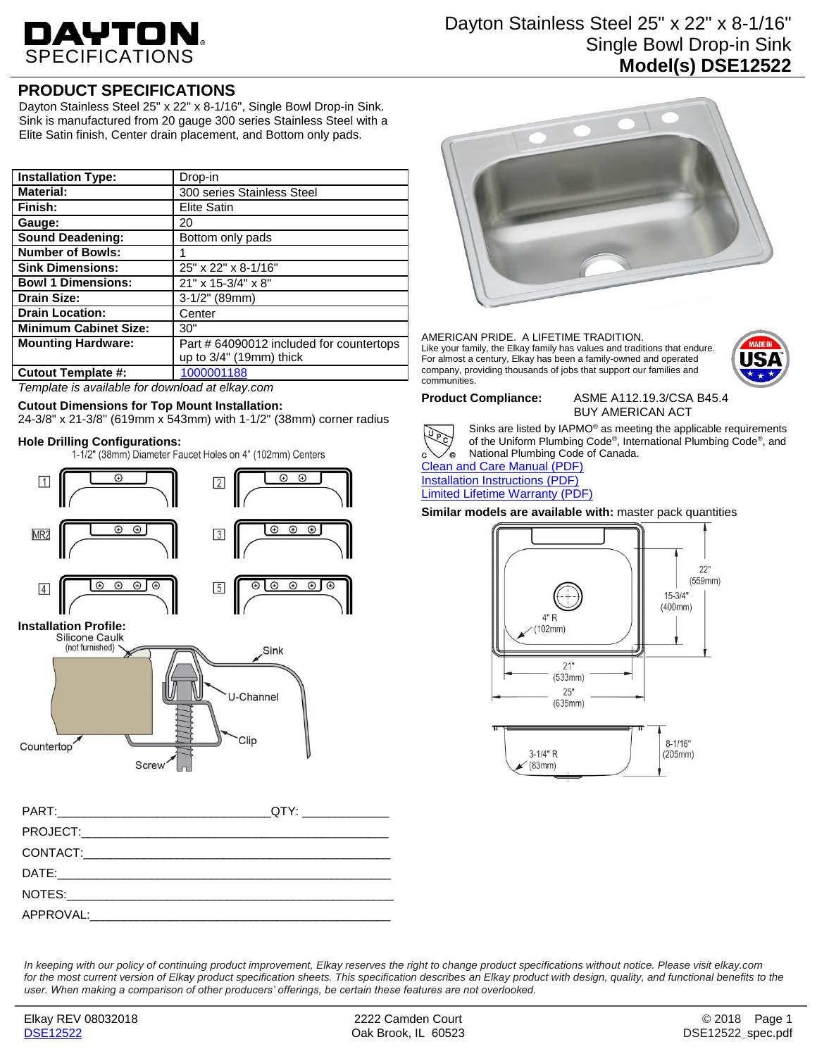# DAYTON SPECIFICATIONS

Dayton Stainless Steel 25" x 22" x 8-1/16"
Single Bowl Drop-in Sink
**Model(s) DSE12522**

## PRODUCT SPECIFICATIONS

Dayton Stainless Steel 25" x 22" x 8-1/16", Single Bowl Drop-in Sink. Sink is manufactured from 20 gauge 300 series Stainless Steel with a Elite Satin finish, Center drain placement, and Bottom only pads.

| | |
|---|---|
| **Installation Type:** | Drop-in |
| **Material:** | 300 series Stainless Steel |
| **Finish:** | Elite Satin |
| **Gauge:** | 20 |
| **Sound Deadening:** | Bottom only pads |
| **Number of Bowls:** | 1 |
| **Sink Dimensions:** | 25" x 22" x 8-1/16" |
| **Bowl 1 Dimensions:** | 21" x 15-3/4" x 8" |
| **Drain Size:** | 3-1/2" (89mm) |
| **Drain Location:** | Center |
| **Minimum Cabinet Size:** | 30" |
| **Mounting Hardware:** | Part # 64090012 included for countertops up to 3/4" (19mm) thick |
| **Cutout Template #:** | 1000001188 |

*Template is available for download at elkay.com*

**Cutout Dimensions for Top Mount Installation:**
24-3/8" x 21-3/8" (619mm x 543mm) with 1-1/2" (38mm) corner radius

**Hole Drilling Configurations:**
1-1/2" (38mm) Diameter Faucet Holes on 4" (102mm) Centers

1 | 2 | MR2 | 3 | 4 | 5

**Installation Profile:**
Silicone Caulk (not furnished), Sink, U-Channel, Clip, Countertop, Screw

AMERICAN PRIDE. A LIFETIME TRADITION.
Like your family, the Elkay family has values and traditions that endure. For almost a century, Elkay has been a family-owned and operated company, providing thousands of jobs that support our families and communities.

MADE IN USA

**Product Compliance:** ASME A112.19.3/CSA B45.4
BUY AMERICAN ACT

Sinks are listed by IAPMO® as meeting the applicable requirements of the Uniform Plumbing Code®, International Plumbing Code®, and National Plumbing Code of Canada.

Clean and Care Manual (PDF)
Installation Instructions (PDF)
Limited Lifetime Warranty (PDF)

**Similar models are available with:** master pack quantities

22" (559mm) | 15-3/4" (400mm) | 4" R (102mm) | 21" (533mm) | 25" (635mm) | 8-1/16" (205mm) | 3-1/4" R (83mm)

PART:_______________________________QTY: ____________
PROJECT:_____________________________________________
CONTACT:_____________________________________________
DATE:________________________________________________
NOTES:_______________________________________________
APPROVAL:____________________________________________

*In keeping with our policy of continuing product improvement, Elkay reserves the right to change product specifications without notice. Please visit elkay.com for the most current version of Elkay product specification sheets. This specification describes an Elkay product with design, quality, and functional benefits to the user. When making a comparison of other producers' offerings, be certain these features are not overlooked.*

Elkay REV 08032018
DSE12522

2222 Camden Court
Oak Brook, IL 60523

© 2018
DSE12522_spec.pdf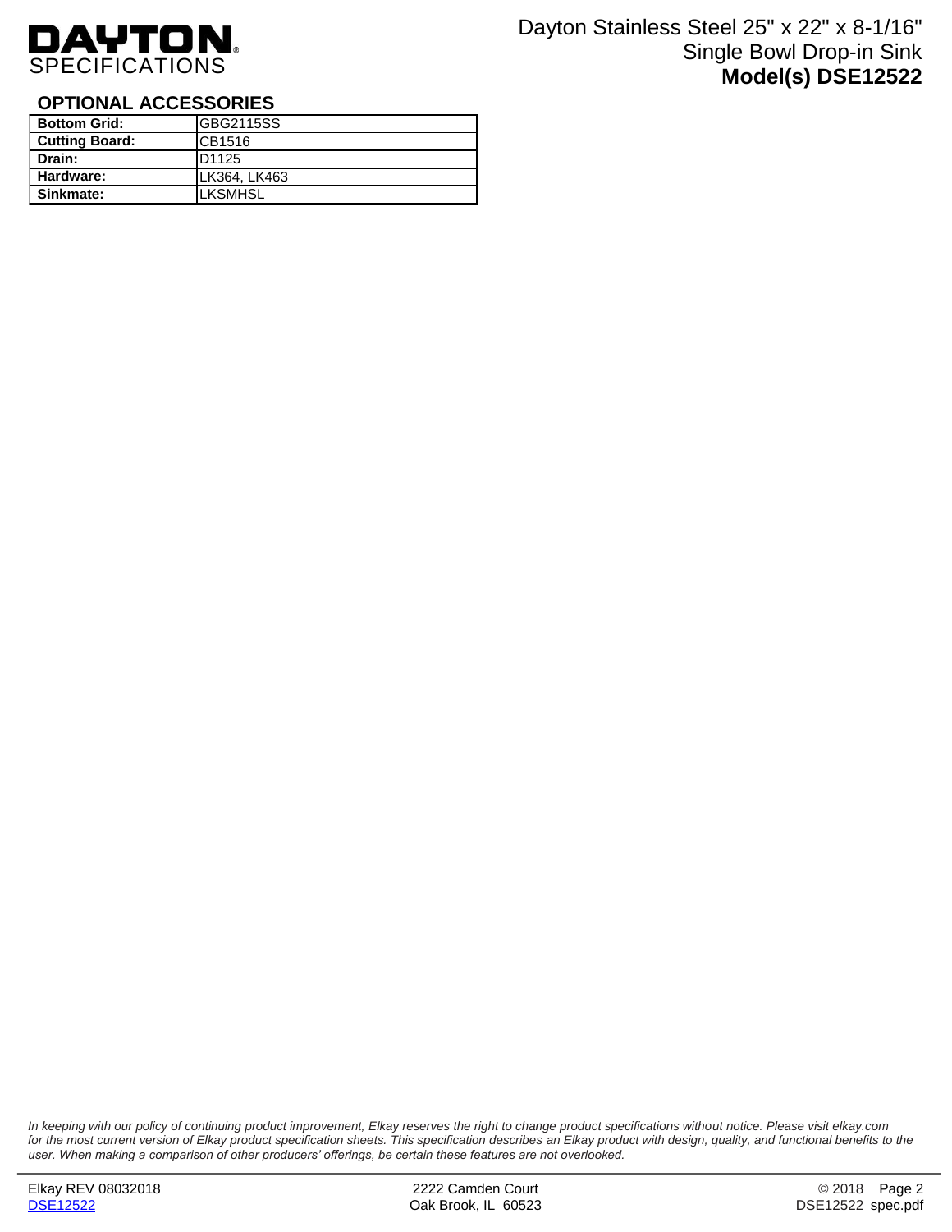## OPTIONAL ACCESSORIES

| | |
|---|---|
| **Bottom Grid:** | GBG2115SS |
| **Cutting Board:** | CB1516 |
| **Drain:** | D1125 |
| **Hardware:** | LK364, LK463 |
| **Sinkmate:** | LKSMHSL |

*In keeping with our policy of continuing product improvement, Elkay reserves the right to change product specifications without notice. Please visit elkay.com for the most current version of Elkay product specification sheets. This specification describes an Elkay product with design, quality, and functional benefits to the user. When making a comparison of other producers' offerings, be certain these features are not overlooked.*